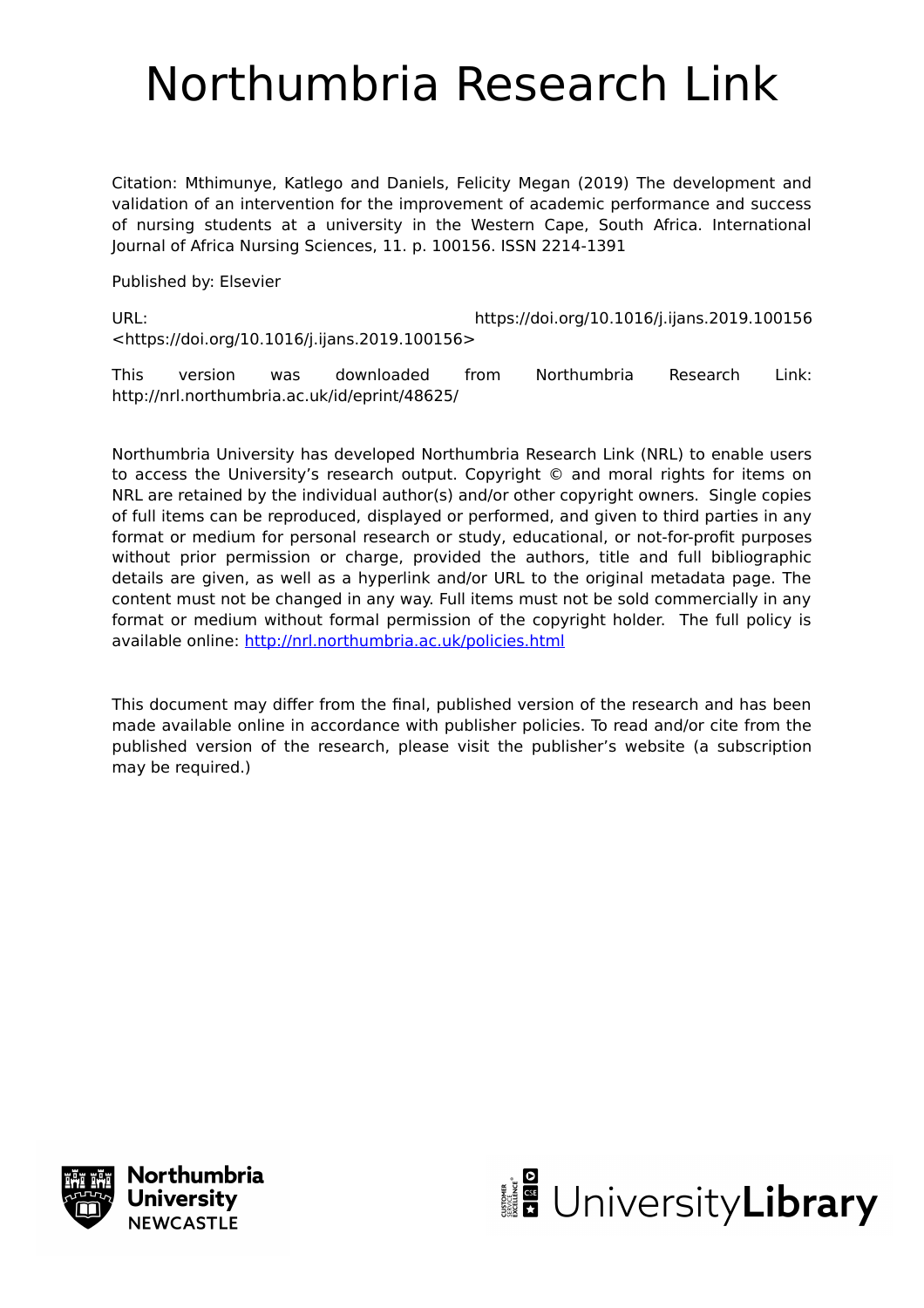# Northumbria Research Link

Citation: Mthimunye, Katlego and Daniels, Felicity Megan (2019) The development and validation of an intervention for the improvement of academic performance and success of nursing students at a university in the Western Cape, South Africa. International Journal of Africa Nursing Sciences, 11. p. 100156. ISSN 2214-1391

Published by: Elsevier

URL: https://doi.org/10.1016/j.ijans.2019.100156 <https://doi.org/10.1016/j.ijans.2019.100156>

This version was downloaded from Northumbria Research Link: http://nrl.northumbria.ac.uk/id/eprint/48625/

Northumbria University has developed Northumbria Research Link (NRL) to enable users to access the University's research output. Copyright © and moral rights for items on NRL are retained by the individual author(s) and/or other copyright owners. Single copies of full items can be reproduced, displayed or performed, and given to third parties in any format or medium for personal research or study, educational, or not-for-profit purposes without prior permission or charge, provided the authors, title and full bibliographic details are given, as well as a hyperlink and/or URL to the original metadata page. The content must not be changed in any way. Full items must not be sold commercially in any format or medium without formal permission of the copyright holder. The full policy is available online: http://nrl.northumbria.ac.uk/policies.html

This document may differ from the final, published version of the research and has been made available online in accordance with publisher policies. To read and/or cite from the published version of the research, please visit the publisher's website (a subscription may be required.)

Northumbria University NEWCASTLE

UniversityLibrary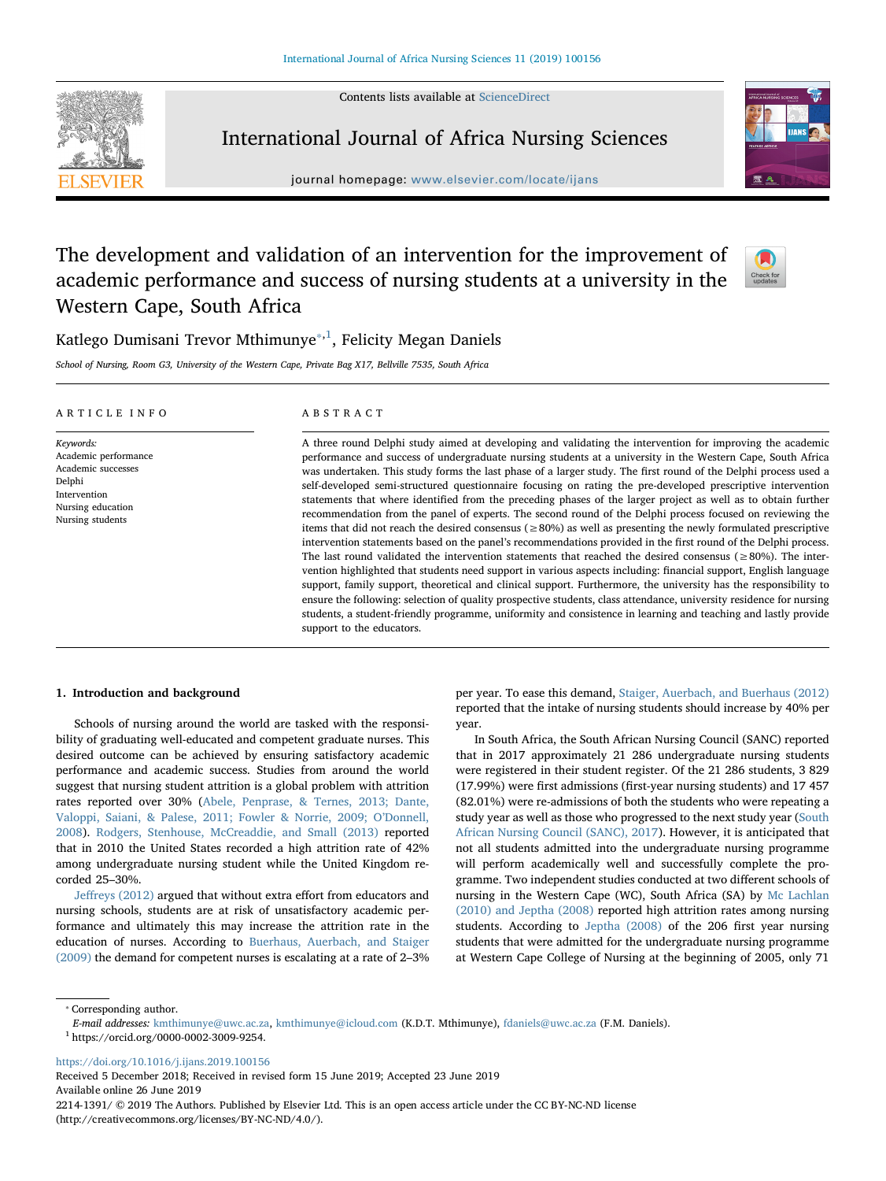# The development and validation of an intervention for the improvement of academic performance and success of nursing students at a university in the Western Cape, South Africa

Katlego Dumisani Trevor Mthimunye*,[1], Felicity Megan Daniels

*School of Nursing, Room G3, University of the Western Cape, Private Bag X17, Bellville 7535, South Africa*

## ARTICLE INFO

*Keywords:*
Academic performance
Academic successes
Delphi
Intervention
Nursing education
Nursing students

## ABSTRACT

A three round Delphi study aimed at developing and validating the intervention for improving the academic performance and success of undergraduate nursing students at a university in the Western Cape, South Africa was undertaken. This study forms the last phase of a larger study. The first round of the Delphi process used a self-developed semi-structured questionnaire focusing on rating the pre-developed prescriptive intervention statements that where identified from the preceding phases of the larger project as well as to obtain further recommendation from the panel of experts. The second round of the Delphi process focused on reviewing the items that did not reach the desired consensus (≥80%) as well as presenting the newly formulated prescriptive intervention statements based on the panel's recommendations provided in the first round of the Delphi process. The last round validated the intervention statements that reached the desired consensus (≥80%). The intervention highlighted that students need support in various aspects including: financial support, English language support, family support, theoretical and clinical support. Furthermore, the university has the responsibility to ensure the following: selection of quality prospective students, class attendance, university residence for nursing students, a student-friendly programme, uniformity and consistence in learning and teaching and lastly provide support to the educators.

## 1. Introduction and background

Schools of nursing around the world are tasked with the responsibility of graduating well-educated and competent graduate nurses. This desired outcome can be achieved by ensuring satisfactory academic performance and academic success. Studies from around the world suggest that nursing student attrition is a global problem with attrition rates reported over 30% (Abele, Penprase, & Ternes, 2013; Dante, Valoppi, Saiani, & Palese, 2011; Fowler & Norrie, 2009; O'Donnell, 2008). Rodgers, Stenhouse, McCreaddie, and Small (2013) reported that in 2010 the United States recorded a high attrition rate of 42% among undergraduate nursing student while the United Kingdom recorded 25–30%.

Jeffreys (2012) argued that without extra effort from educators and nursing students, students are at risk of unsatisfactory academic performance and ultimately this may increase the attrition rate in the education of nurses. According to Buerhaus, Auerbach, and Staiger (2009) the demand for competent nurses is escalating at a rate of 2–3% per year. To ease this demand, Staiger, Auerbach, and Buerhaus (2012) reported that the intake of nursing students should increase by 40% per year.

In South Africa, the South African Nursing Council (SANC) reported that in 2017 approximately 21 286 undergraduate nursing students were registered in their student register. Of the 21 286 students, 3 829 (17.99%) were first admissions (first-year nursing students) and 17 457 (82.01%) were re-admissions of both the students who were repeating a study year as well as those who progressed to the next study year (South African Nursing Council (SANC), 2017). However, it is anticipated that not all students admitted into the undergraduate nursing programme will perform academically well and successfully complete the programme. Two independent studies conducted at two different schools of nursing in the Western Cape (WC), South Africa (SA) by Mc Lachlan (2010) and Jeptha (2008) reported high attrition rates among nursing students. According to Jeptha (2008) of the 206 first year nursing students that were admitted for the undergraduate nursing programme at Western Cape College of Nursing at the beginning of 2005, only 71

---

* Corresponding author.
*E-mail addresses:* kmthimunye@uwc.ac.za, kmthimunye@icloud.com (K.D.T. Mthimunye), fdaniels@uwc.ac.za (F.M. Daniels).
[1] https://orcid.org/0000-0002-3009-9254.

https://doi.org/10.1016/j.ijans.2019.100156
Received 5 December 2018; Received in revised form 15 June 2019; Accepted 23 June 2019
Available online 26 June 2019
2214-1391/ © 2019 The Authors. Published by Elsevier Ltd. This is an open access article under the CC BY-NC-ND license (http://creativecommons.org/licenses/BY-NC-ND/4.0/).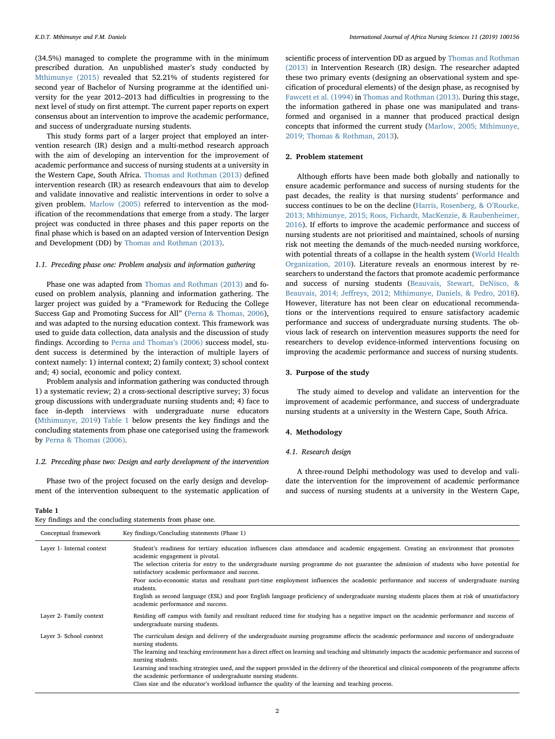(34.5%) managed to complete the programme with in the minimum prescribed duration. An unpublished master's study conducted by Mthimunye (2015) revealed that 52.21% of students registered for second year of Bachelor of Nursing programme at the identified university for the year 2012–2013 had difficulties in progressing to the next level of study on first attempt. The current paper reports on expert consensus about an intervention to improve the academic performance, and success of undergraduate nursing students.

This study forms part of a larger project that employed an intervention research (IR) design and a multi-method research approach with the aim of developing an intervention for the improvement of academic performance and success of nursing students at a university in the Western Cape, South Africa. Thomas and Rothman (2013) defined intervention research (IR) as research endeavours that aim to develop and validate innovative and realistic interventions in order to solve a given problem. Marlow (2005) referred to intervention as the modification of the recommendations that emerge from a study. The larger project was conducted in three phases and this paper reports on the final phase which is based on an adapted version of Intervention Design and Development (DD) by Thomas and Rothman (2013).

### 1.1. Preceding phase one: Problem analysis and information gathering

Phase one was adapted from Thomas and Rothman (2013) and focused on problem analysis, planning and information gathering. The larger project was guided by a "Framework for Reducing the College Success Gap and Promoting Success for All" (Perna & Thomas, 2006), and was adapted to the nursing education context. This framework was used to guide data collection, data analysis and the discussion of study findings. According to Perna and Thomas's (2006) success model, student success is determined by the interaction of multiple layers of context namely: 1) internal context; 2) family context; 3) school context and; 4) social, economic and policy context.

Problem analysis and information gathering was conducted through 1) a systematic review; 2) a cross-sectional descriptive survey; 3) focus group discussions with undergraduate nursing students and; 4) face to face in-depth interviews with undergraduate nurse educators (Mthimunye, 2019) Table 1 below presents the key findings and the concluding statements from phase one categorised using the framework by Perna & Thomas (2006).

### 1.2. Preceding phase two: Design and early development of the intervention

Phase two of the project focused on the early design and development of the intervention subsequent to the systematic application of scientific process of intervention DD as argued by Thomas and Rothman (2013) in Intervention Research (IR) design. The researcher adapted these two primary events (designing an observational system and specification of procedural elements) of the design phase, as recognised by Fawcett et al. (1994) in Thomas and Rothman (2013). During this stage, the information gathered in phase one was manipulated and transformed and organised in a manner that produced practical design concepts that informed the current study (Marlow, 2005; Mthimunye, 2019; Thomas & Rothman, 2013).

## 2. Problem statement

Although efforts have been made both globally and nationally to ensure academic performance and success of nursing students for the past decades, the reality is that nursing students' performance and success continues to be on the decline (Harris, Rosenberg, & O'Rourke, 2013; Mthimunye, 2015; Roos, Fichardt, MacKenzie, & Raubenheimer, 2016). If efforts to improve the academic performance and success of nursing students are not prioritised and maintained, schools of nursing risk not meeting the demands of the much-needed nursing workforce, with potential threats of a collapse in the health system (World Health Organization, 2010). Literature reveals an enormous interest by researchers to understand the factors that promote academic performance and success of nursing students (Beauvais, Stewart, DeNisco, & Beauvais, 2014; Jeffreys, 2012; Mthimunye, Daniels, & Pedro, 2018). However, literature has not been clear on educational recommendations or the interventions required to ensure satisfactory academic performance and success of undergraduate nursing students. The obvious lack of research on intervention measures supports the need for researchers to develop evidence-informed interventions focusing on improving the academic performance and success of nursing students.

## 3. Purpose of the study

The study aimed to develop and validate an intervention for the improvement of academic performance, and success of undergraduate nursing students at a university in the Western Cape, South Africa.

## 4. Methodology

### 4.1. Research design

A three-round Delphi methodology was used to develop and validate the intervention for the improvement of academic performance and success of nursing students at a university in the Western Cape,

**Table 1**
Key findings and the concluding statements from phase one.

| Conceptual framework | Key findings/Concluding statements (Phase 1) |
|---|---|
| Layer 1- Internal context | Student's readiness for tertiary education influences class attendance and academic engagement. Creating an environment that promotes academic engagement is pivotal.<br>The selection criteria for entry to the undergraduate nursing programme do not guarantee the admission of students who have potential for satisfactory academic performance and success.<br>Poor socio-economic status and resultant part-time employment influences the academic performance and success of undergraduate nursing students.<br>English as second language (ESL) and poor English language proficiency of undergraduate nursing students places them at risk of unsatisfactory academic performance and success. |
| Layer 2- Family context | Residing off campus with family and resultant reduced time for studying has a negative impact on the academic performance and success of undergraduate nursing students. |
| Layer 3- School context | The curriculum design and delivery of the undergraduate nursing programme affects the academic performance and success of undergraduate nursing students.<br>The learning and teaching environment has a direct effect on learning and teaching and ultimately impacts the academic performance and success of nursing students.<br>Learning and teaching strategies used, and the support provided in the delivery of the theoretical and clinical components of the programme affects the academic performance of undergraduate nursing students.<br>Class size and the educator's workload influence the quality of the learning and teaching process. |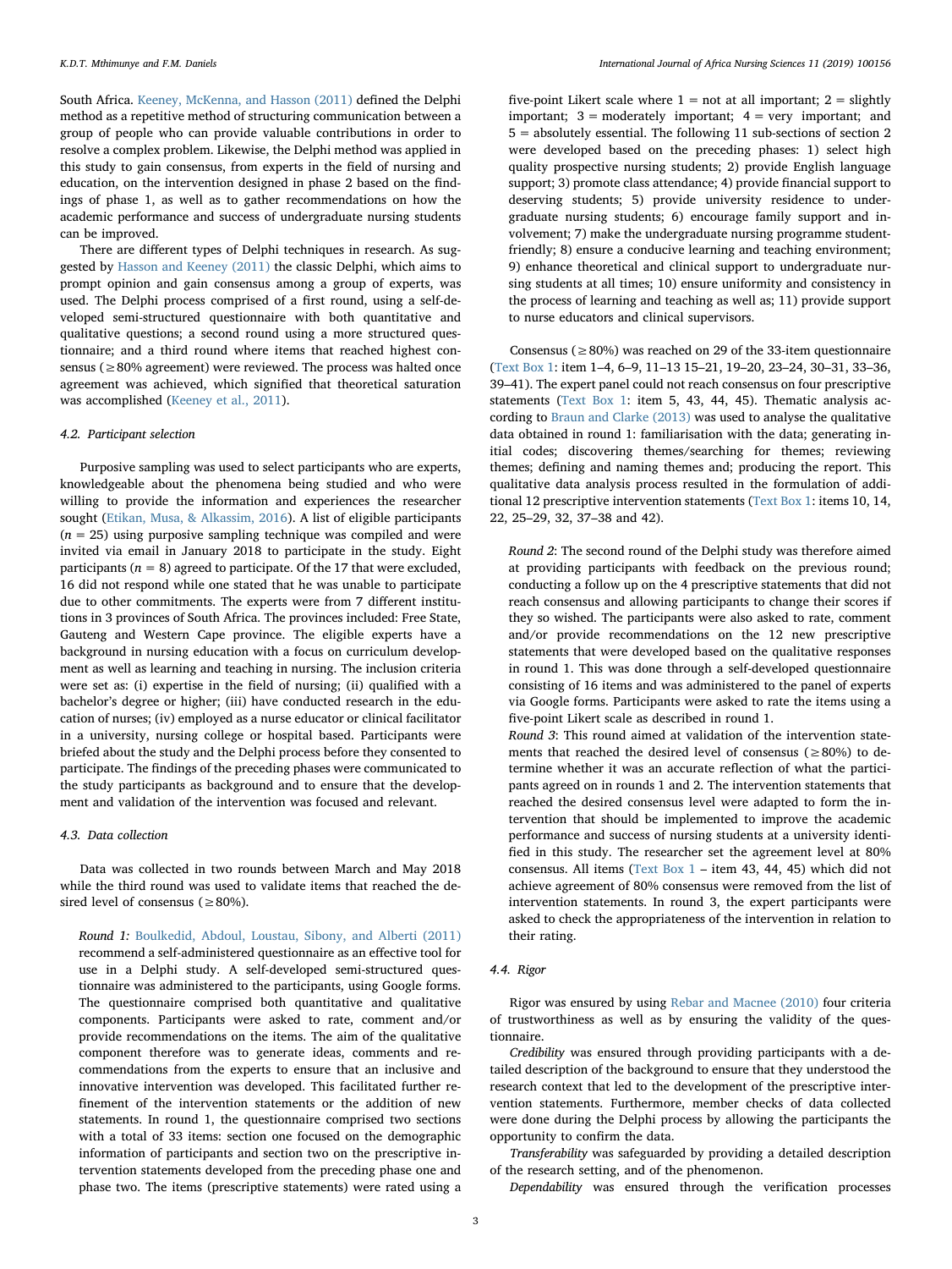South Africa. Keeney, McKenna, and Hasson (2011) defined the Delphi method as a repetitive method of structuring communication between a group of people who can provide valuable contributions in order to resolve a complex problem. Likewise, the Delphi method was applied in this study to gain consensus, from experts in the field of nursing and education, on the intervention designed in phase 2 based on the findings of phase 1, as well as to gather recommendations on how the academic performance and success of undergraduate nursing students can be improved.

There are different types of Delphi techniques in research. As suggested by Hasson and Keeney (2011) the classic Delphi, which aims to prompt opinion and gain consensus among a group of experts, was used. The Delphi process comprised of a first round, using a self-developed semi-structured questionnaire with both quantitative and qualitative questions; a second round using a more structured questionnaire; and a third round where items that reached highest consensus (≥80% agreement) were reviewed. The process was halted once agreement was achieved, which signified that theoretical saturation was accomplished (Keeney et al., 2011).

### 4.2. Participant selection

Purposive sampling was used to select participants who are experts, knowledgeable about the phenomena being studied and who were willing to provide the information and experiences the researcher sought (Etikan, Musa, & Alkassim, 2016). A list of eligible participants ($n = 25$) using purposive sampling technique was compiled and were invited via email in January 2018 to participate in the study. Eight participants ($n = 8$) agreed to participate. Of the 17 that were excluded, 16 did not respond while one stated that he was unable to participate due to other commitments. The experts were from 7 different institutions in 3 provinces of South Africa. The provinces included: Free State, Gauteng and Western Cape province. The eligible experts have a background in nursing education with a focus on curriculum development as well as learning and teaching in nursing. The inclusion criteria were set as: (i) expertise in the field of nursing; (ii) qualified with a bachelor's degree or higher; (iii) have conducted research in the education of nurses; (iv) employed as a nurse educator or clinical facilitator in a university, nursing college or hospital based. Participants were briefed about the study and the Delphi process before they consented to participate. The findings of the preceding phases were communicated to the study participants as background and to ensure that the development and validation of the intervention was focused and relevant.

### 4.3. Data collection

Data was collected in two rounds between March and May 2018 while the third round was used to validate items that reached the desired level of consensus (≥80%).

*Round 1:* Boulkedid, Abdoul, Loustau, Sibony, and Alberti (2011) recommend a self-administered questionnaire as an effective tool for use in a Delphi study. A self-developed semi-structured questionnaire was administered to the participants, using Google forms. The questionnaire comprised both quantitative and qualitative components. Participants were asked to rate, comment and/or provide recommendations on the items. The aim of the qualitative component therefore was to generate ideas, comments and recommendations from the experts to ensure that an inclusive and innovative intervention was developed. This facilitated further refinement of the intervention statements or the addition of new statements. In round 1, the questionnaire comprised two sections with a total of 33 items: section one focused on the demographic information of participants and section two on the prescriptive intervention statements developed from the preceding phase one and phase two. The items (prescriptive statements) were rated using a five-point Likert scale where 1 = not at all important; 2 = slightly important; 3 = moderately important; 4 = very important; and 5 = absolutely essential. The following 11 sub-sections of section 2 were developed based on the preceding phases: 1) select high quality prospective nursing students; 2) provide English language support; 3) promote class attendance; 4) provide financial support to deserving students; 5) provide university residence to undergraduate nursing students; 6) encourage family support and involvement; 7) make the undergraduate nursing programme student-friendly; 8) ensure a conducive learning and teaching environment; 9) enhance theoretical and clinical support to undergraduate nursing students at all times; 10) ensure uniformity and consistency in the process of learning and teaching as well as; 11) provide support to nurse educators and clinical supervisors.

Consensus (≥80%) was reached on 29 of the 33-item questionnaire (Text Box 1: item 1–4, 6–9, 11–13 15–21, 19–20, 23–24, 30–31, 33–36, 39–41). The expert panel could not reach consensus on four prescriptive statements (Text Box 1: item 5, 43, 44, 45). Thematic analysis according to Braun and Clarke (2013) was used to analyse the qualitative data obtained in round 1: familiarisation with the data; generating initial codes; discovering themes/searching for themes; reviewing themes; defining and naming themes and; producing the report. This qualitative data analysis process resulted in the formulation of additional 12 prescriptive intervention statements (Text Box 1: items 10, 14, 22, 25–29, 32, 37–38 and 42).

*Round 2*: The second round of the Delphi study was therefore aimed at providing participants with feedback on the previous round; conducting a follow up on the 4 prescriptive statements that did not reach consensus and allowing participants to change their scores if they so wished. The participants were also asked to rate, comment and/or provide recommendations on the 12 new prescriptive statements that were developed based on the qualitative responses in round 1. This was done through a self-developed questionnaire consisting of 16 items and was administered to the panel of experts via Google forms. Participants were asked to rate the items using a five-point Likert scale as described in round 1.

*Round 3*: This round aimed at validation of the intervention statements that reached the desired level of consensus (≥80%) to determine whether it was an accurate reflection of what the participants agreed on in rounds 1 and 2. The intervention statements that reached the desired consensus level were adapted to form the intervention that should be implemented to improve the academic performance and success of nursing students at a university identified in this study. The researcher set the agreement level at 80% consensus. All items (Text Box 1 – item 43, 44, 45) which did not achieve agreement of 80% consensus were removed from the list of intervention statements. In round 3, the expert participants were asked to check the appropriateness of the intervention in relation to their rating.

### 4.4. Rigor

Rigor was ensured by using Rebar and Macnee (2010) four criteria of trustworthiness as well as by ensuring the validity of the questionnaire.

*Credibility* was ensured through providing participants with a detailed description of the background to ensure that they understood the research context that led to the development of the prescriptive intervention statements. Furthermore, member checks of data collected were done during the Delphi process by allowing the participants the opportunity to confirm the data.

*Transferability* was safeguarded by providing a detailed description of the research setting, and of the phenomenon.

*Dependability* was ensured through the verification processes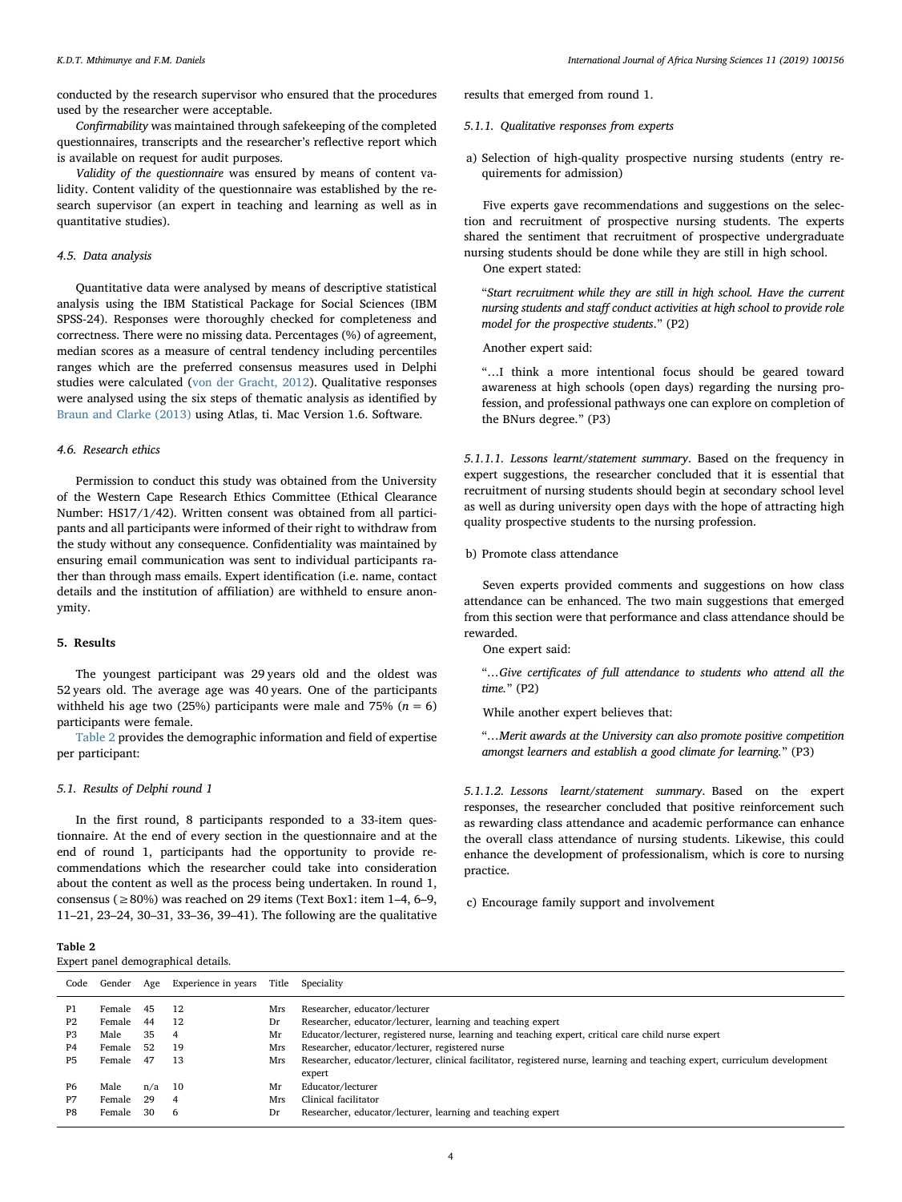conducted by the research supervisor who ensured that the procedures used by the researcher were acceptable.

*Confirmability* was maintained through safekeeping of the completed questionnaires, transcripts and the researcher's reflective report which is available on request for audit purposes.

*Validity of the questionnaire* was ensured by means of content validity. Content validity of the questionnaire was established by the research supervisor (an expert in teaching and learning as well as in quantitative studies).

### 4.5. Data analysis

Quantitative data were analysed by means of descriptive statistical analysis using the IBM Statistical Package for Social Sciences (IBM SPSS-24). Responses were thoroughly checked for completeness and correctness. There were no missing data. Percentages (%) of agreement, median scores as a measure of central tendency including percentiles ranges which are the preferred consensus measures used in Delphi studies were calculated (von der Gracht, 2012). Qualitative responses were analysed using the six steps of thematic analysis as identified by Braun and Clarke (2013) using Atlas, ti. Mac Version 1.6. Software.

### 4.6. Research ethics

Permission to conduct this study was obtained from the University of the Western Cape Research Ethics Committee (Ethical Clearance Number: HS17/1/42). Written consent was obtained from all participants and all participants were informed of their right to withdraw from the study without any consequence. Confidentiality was maintained by ensuring email communication was sent to individual participants rather than through mass emails. Expert identification (i.e. name, contact details and the institution of affiliation) are withheld to ensure anonymity.

## 5. Results

The youngest participant was 29 years old and the oldest was 52 years old. The average age was 40 years. One of the participants withheld his age two (25%) participants were male and 75% ($n = 6$) participants were female.

Table 2 provides the demographic information and field of expertise per participant:

**Table 2**
Expert panel demographical details.

| Code | Gender | Age | Experience in years | Title | Speciality |
|---|---|---|---|---|---|
| P1 | Female | 45 | 12 | Mrs | Researcher, educator/lecturer |
| P2 | Female | 44 | 12 | Dr | Researcher, educator/lecturer, learning and teaching expert |
| P3 | Male | 35 | 4 | Mr | Educator/lecturer, registered nurse, learning and teaching expert, critical care child nurse expert |
| P4 | Female | 52 | 19 | Mrs | Researcher, educator/lecturer, registered nurse |
| P5 | Female | 47 | 13 | Mrs | Researcher, educator/lecturer, clinical facilitator, registered nurse, learning and teaching expert, curriculum development expert |
| P6 | Male | n/a | 10 | Mr | Educator/lecturer |
| P7 | Female | 29 | 4 | Mrs | Clinical facilitator |
| P8 | Female | 30 | 6 | Dr | Researcher, educator/lecturer, learning and teaching expert |

### 5.1. Results of Delphi round 1

In the first round, 8 participants responded to a 33-item questionnaire. At the end of every section in the questionnaire and at the end of round 1, participants had the opportunity to provide recommendations which the researcher could take into consideration about the content as well as the process being undertaken. In round 1, consensus (≥80%) was reached on 29 items (Text Box1: item 1–4, 6–9, 11–21, 23–24, 30–31, 33–36, 39–41). The following are the qualitative results that emerged from round 1.

#### 5.1.1. Qualitative responses from experts

a) Selection of high-quality prospective nursing students (entry requirements for admission)

Five experts gave recommendations and suggestions on the selection and recruitment of prospective nursing students. The experts shared the sentiment that recruitment of prospective undergraduate nursing students should be done while they are still in high school.

One expert stated:

> "*Start recruitment while they are still in high school. Have the current nursing students and staff conduct activities at high school to provide role model for the prospective students*." (P2)

Another expert said:

> "…I think a more intentional focus should be geared toward awareness at high schools (open days) regarding the nursing profession, and professional pathways one can explore on completion of the BNurs degree." (P3)

*5.1.1.1. Lessons learnt/statement summary*. Based on the frequency in expert suggestions, the researcher concluded that it is essential that recruitment of nursing students should begin at secondary school level as well as during university open days with the hope of attracting high quality prospective students to the nursing profession.

b) Promote class attendance

Seven experts provided comments and suggestions on how class attendance can be enhanced. The two main suggestions that emerged from this section were that performance and class attendance should be rewarded.

One expert said:

> "…*Give certificates of full attendance to students who attend all the time.*" (P2)

While another expert believes that:

> "…*Merit awards at the University can also promote positive competition amongst learners and establish a good climate for learning.*" (P3)

*5.1.1.2. Lessons learnt/statement summary*. Based on the expert responses, the researcher concluded that positive reinforcement such as rewarding class attendance and academic performance can enhance the overall class attendance of nursing students. Likewise, this could enhance the development of professionalism, which is core to nursing practice.

c) Encourage family support and involvement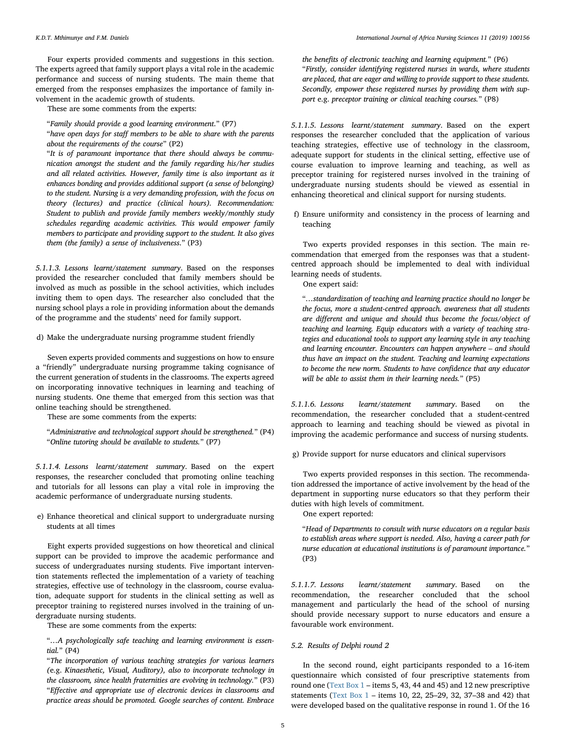Four experts provided comments and suggestions in this section. The experts agreed that family support plays a vital role in the academic performance and success of nursing students. The main theme that emerged from the responses emphasizes the importance of family involvement in the academic growth of students.

These are some comments from the experts:

> "*Family should provide a good learning environment.*" (P7)
>
> "*have open days for staff members to be able to share with the parents about the requirements of the course*" (P2)
>
> "*It is of paramount importance that there should always be communication amongst the student and the family regarding his/her studies and all related activities. However, family time is also important as it enhances bonding and provides additional support (a sense of belonging) to the student. Nursing is a very demanding profession, with the focus on theory (lectures) and practice (clinical hours). Recommendation: Student to publish and provide family members weekly/monthly study schedules regarding academic activities. This would empower family members to participate and providing support to the student. It also gives them (the family) a sense of inclusiveness.*" (P3)

*5.1.1.3. Lessons learnt/statement summary*. Based on the responses provided the researcher concluded that family members should be involved as much as possible in the school activities, which includes inviting them to open days. The researcher also concluded that the nursing school plays a role in providing information about the demands of the programme and the students' need for family support.

d) Make the undergraduate nursing programme student friendly

Seven experts provided comments and suggestions on how to ensure a "friendly" undergraduate nursing programme taking cognisance of the current generation of students in the classrooms. The experts agreed on incorporating innovative techniques in learning and teaching of nursing students. One theme that emerged from this section was that online teaching should be strengthened.

These are some comments from the experts:

> "*Administrative and technological support should be strengthened.*" (P4)
>
> "*Online tutoring should be available to students.*" (P7)

*5.1.1.4. Lessons learnt/statement summary*. Based on the expert responses, the researcher concluded that promoting online teaching and tutorials for all lessons can play a vital role in improving the academic performance of undergraduate nursing students.

e) Enhance theoretical and clinical support to undergraduate nursing students at all times

Eight experts provided suggestions on how theoretical and clinical support can be provided to improve the academic performance and success of undergraduates nursing students. Five important intervention statements reflected the implementation of a variety of teaching strategies, effective use of technology in the classroom, course evaluation, adequate support for students in the clinical setting as well as preceptor training to registered nurses involved in the training of undergraduate nursing students.

These are some comments from the experts:

> "*…A psychologically safe teaching and learning environment is essential.*" (P4)
>
> "*The incorporation of various teaching strategies for various learners (e.g. Kinaesthetic, Visual, Auditory), also to incorporate technology in the classroom, since health fraternities are evolving in technology.*" (P3)
>
> "*Effective and appropriate use of electronic devices in classrooms and practice areas should be promoted. Google searches of content. Embrace the benefits of electronic teaching and learning equipment.*" (P6)
>
> "*Firstly, consider identifying registered nurses in wards, where students are placed, that are eager and willing to provide support to these students. Secondly, empower these registered nurses by providing them with support e.g. preceptor training or clinical teaching courses.*" (P8)

*5.1.1.5. Lessons learnt/statement summary*. Based on the expert responses the researcher concluded that the application of various teaching strategies, effective use of technology in the classroom, adequate support for students in the clinical setting, effective use of course evaluation to improve learning and teaching, as well as preceptor training for registered nurses involved in the training of undergraduate nursing students should be viewed as essential in enhancing theoretical and clinical support for nursing students.

f) Ensure uniformity and consistency in the process of learning and teaching

Two experts provided responses in this section. The main recommendation that emerged from the responses was that a student-centred approach should be implemented to deal with individual learning needs of students.

One expert said:

> "*…standardization of teaching and learning practice should no longer be the focus, more a student-centred approach. awareness that all students are different and unique and should thus become the focus/object of teaching and learning. Equip educators with a variety of teaching strategies and educational tools to support any learning style in any teaching and learning encounter. Encounters can happen anywhere – and should thus have an impact on the student. Teaching and learning expectations to become the new norm. Students to have confidence that any educator will be able to assist them in their learning needs.*" (P5)

*5.1.1.6. Lessons learnt/statement summary*. Based on the recommendation, the researcher concluded that a student-centred approach to learning and teaching should be viewed as pivotal in improving the academic performance and success of nursing students.

g) Provide support for nurse educators and clinical supervisors

Two experts provided responses in this section. The recommendation addressed the importance of active involvement by the head of the department in supporting nurse educators so that they perform their duties with high levels of commitment.

One expert reported:

> "*Head of Departments to consult with nurse educators on a regular basis to establish areas where support is needed. Also, having a career path for nurse education at educational institutions is of paramount importance.*" (P3)

*5.1.1.7. Lessons learnt/statement summary*. Based on the recommendation, the researcher concluded that the school management and particularly the head of the school of nursing should provide necessary support to nurse educators and ensure a favourable work environment.

### 5.2. Results of Delphi round 2

In the second round, eight participants responded to a 16-item questionnaire which consisted of four prescriptive statements from round one (Text Box 1 – items 5, 43, 44 and 45) and 12 new prescriptive statements (Text Box 1 – items 10, 22, 25–29, 32, 37–38 and 42) that were developed based on the qualitative response in round 1. Of the 16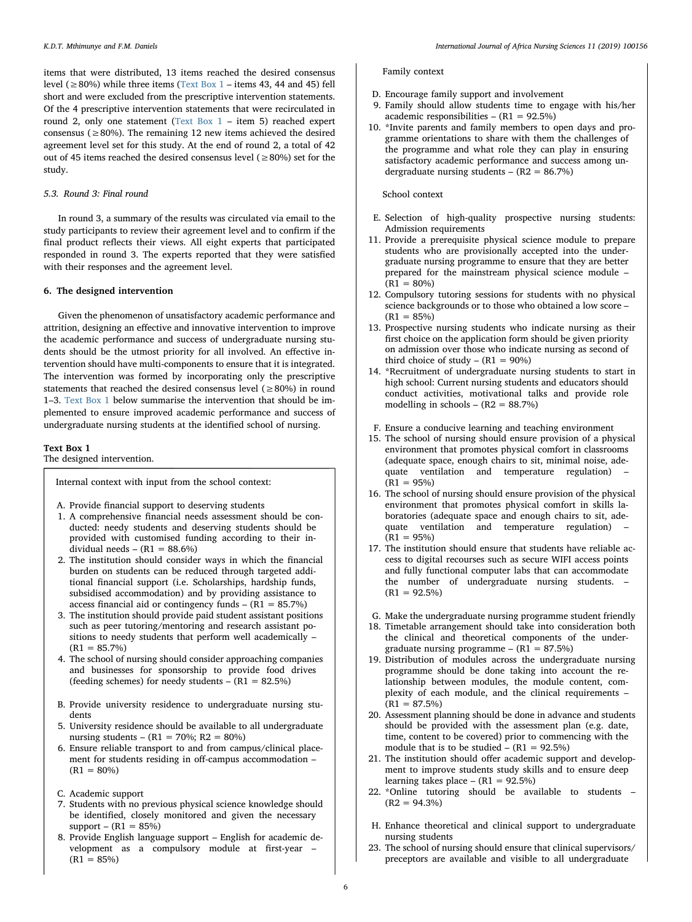items that were distributed, 13 items reached the desired consensus level (≥80%) while three items (Text Box 1 – items 43, 44 and 45) fell short and were excluded from the prescriptive intervention statements. Of the 4 prescriptive intervention statements that were recirculated in round 2, only one statement (Text Box 1 – item 5) reached expert consensus (≥80%). The remaining 12 new items achieved the desired agreement level set for this study. At the end of round 2, a total of 42 out of 45 items reached the desired consensus level (≥80%) set for the study.

### 5.3. Round 3: Final round

In round 3, a summary of the results was circulated via email to the study participants to review their agreement level and to confirm if the final product reflects their views. All eight experts that participated responded in round 3. The experts reported that they were satisfied with their responses and the agreement level.

## 6. The designed intervention

Given the phenomenon of unsatisfactory academic performance and attrition, designing an effective and innovative intervention to improve the academic performance and success of undergraduate nursing students should be the utmost priority for all involved. An effective intervention should have multi-components to ensure that it is integrated. The intervention was formed by incorporating only the prescriptive statements that reached the desired consensus level (≥80%) in round 1–3. Text Box 1 below summarise the intervention that should be implemented to ensure improved academic performance and success of undergraduate nursing students at the identified school of nursing.

**Text Box 1**
The designed intervention.

Internal context with input from the school context:

A. Provide financial support to deserving students

1. A comprehensive financial needs assessment should be conducted: needy students and deserving students should be provided with customised funding according to their individual needs – (R1 = 88.6%)
2. The institution should consider ways in which the financial burden on students can be reduced through targeted additional financial support (i.e. Scholarships, hardship funds, subsidised accommodation) and by providing assistance to access financial aid or contingency funds – (R1 = 85.7%)
3. The institution should provide paid student assistant positions such as peer tutoring/mentoring and research assistant positions to needy students that perform well academically – (R1 = 85.7%)
4. The school of nursing should consider approaching companies and businesses for sponsorship to provide food drives (feeding schemes) for needy students – (R1 = 82.5%)

B. Provide university residence to undergraduate nursing students

5. University residence should be available to all undergraduate nursing students – (R1 = 70%; R2 = 80%)
6. Ensure reliable transport to and from campus/clinical placement for students residing in off-campus accommodation – (R1 = 80%)

C. Academic support

7. Students with no previous physical science knowledge should be identified, closely monitored and given the necessary support – (R1 = 85%)
8. Provide English language support – English for academic development as a compulsory module at first-year – (R1 = 85%)

Family context

D. Encourage family support and involvement

9. Family should allow students time to engage with his/her academic responsibilities – (R1 = 92.5%)
10. *Invite parents and family members to open days and programme orientations to share with them the challenges of the programme and what role they can play in ensuring satisfactory academic performance and success among undergraduate nursing students – (R2 = 86.7%)

School context

E. Selection of high-quality prospective nursing students: Admission requirements

11. Provide a prerequisite physical science module to prepare students who are provisionally accepted into the undergraduate nursing programme to ensure that they are better prepared for the mainstream physical science module – (R1 = 80%)
12. Compulsory tutoring sessions for students with no physical science backgrounds or to those who obtained a low score – (R1 = 85%)
13. Prospective nursing students who indicate nursing as their first choice on the application form should be given priority on admission over those who indicate nursing as second of third choice of study – (R1 = 90%)
14. *Recruitment of undergraduate nursing students to start in high school: Current nursing students and educators should conduct activities, motivational talks and provide role modelling in schools – (R2 = 88.7%)

F. Ensure a conducive learning and teaching environment

15. The school of nursing should ensure provision of a physical environment that promotes physical comfort in classrooms (adequate space, enough chairs to sit, minimal noise, adequate ventilation and temperature regulation) – (R1 = 95%)
16. The school of nursing should ensure provision of the physical environment that promotes physical comfort in skills laboratories (adequate space and enough chairs to sit, adequate ventilation and temperature regulation) – (R1 = 95%)
17. The institution should ensure that students have reliable access to digital recourses such as secure WIFI access points and fully functional computer labs that can accommodate the number of undergraduate nursing students. – (R1 = 92.5%)

G. Make the undergraduate nursing programme student friendly

18. Timetable arrangement should take into consideration both the clinical and theoretical components of the undergraduate nursing programme – (R1 = 87.5%)
19. Distribution of modules across the undergraduate nursing programme should be done taking into account the relationship between modules, the module content, complexity of each module, and the clinical requirements – (R1 = 87.5%)
20. Assessment planning should be done in advance and students should be provided with the assessment plan (e.g. date, time, content to be covered) prior to commencing with the module that is to be studied – (R1 = 92.5%)
21. The institution should offer academic support and development to improve students study skills and to ensure deep learning takes place – (R1 = 92.5%)
22. *Online tutoring should be available to students – (R2 = 94.3%)

H. Enhance theoretical and clinical support to undergraduate nursing students

23. The school of nursing should ensure that clinical supervisors/preceptors are available and visible to all undergraduate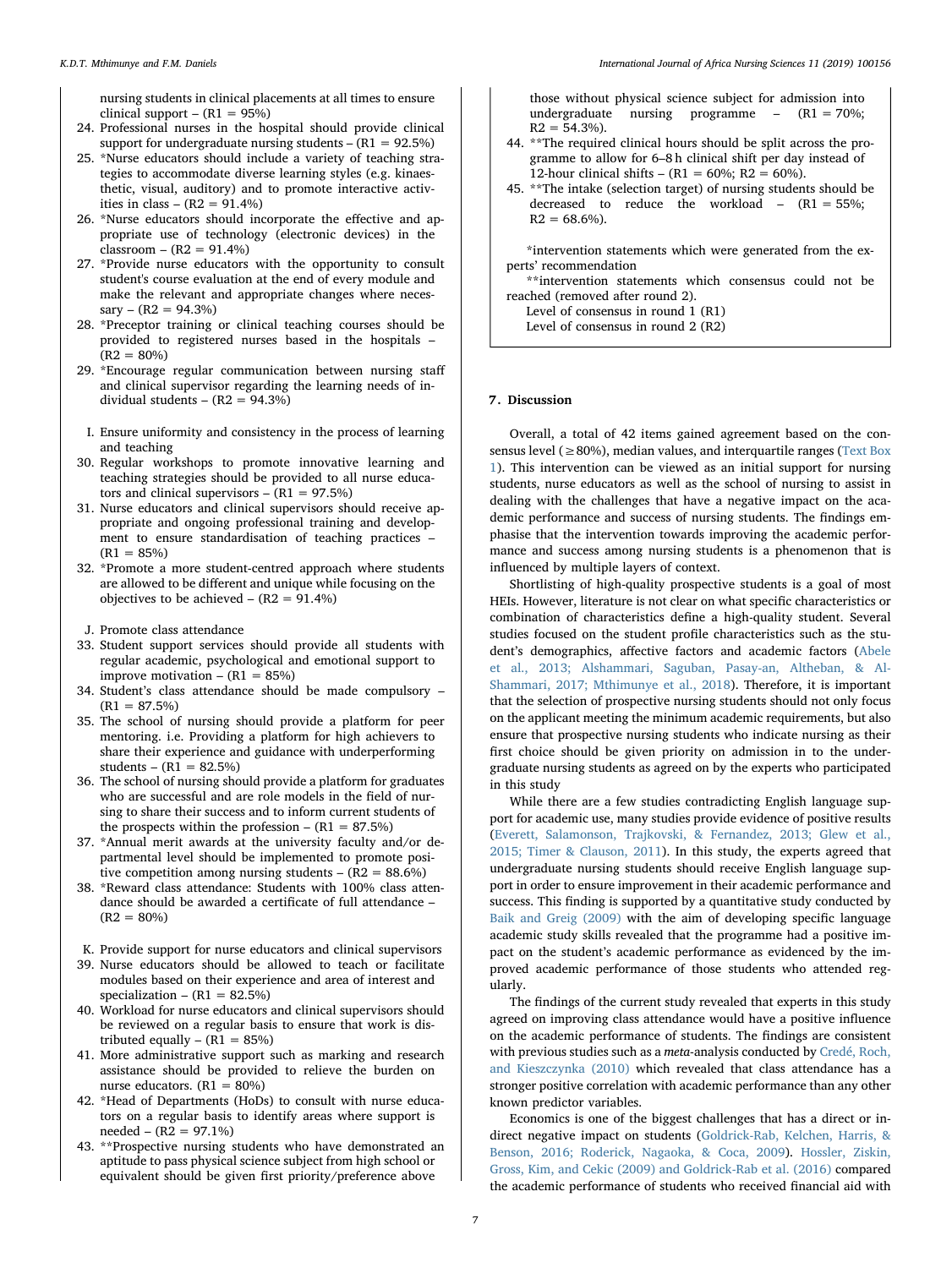nursing students in clinical placements at all times to ensure clinical support – (R1 = 95%)

24. Professional nurses in the hospital should provide clinical support for undergraduate nursing students – (R1 = 92.5%)
25. *Nurse educators should include a variety of teaching strategies to accommodate diverse learning styles (e.g. kinaesthetic, visual, auditory) and to promote interactive activities in class – (R2 = 91.4%)
26. *Nurse educators should incorporate the effective and appropriate use of technology (electronic devices) in the classroom – (R2 = 91.4%)
27. *Provide nurse educators with the opportunity to consult student's course evaluation at the end of every module and make the relevant and appropriate changes where necessary – (R2 = 94.3%)
28. *Preceptor training or clinical teaching courses should be provided to registered nurses based in the hospitals – (R2 = 80%)
29. *Encourage regular communication between nursing staff and clinical supervisor regarding the learning needs of individual students – (R2 = 94.3%)

I. Ensure uniformity and consistency in the process of learning and teaching

30. Regular workshops to promote innovative learning and teaching strategies should be provided to all nurse educators and clinical supervisors – (R1 = 97.5%)
31. Nurse educators and clinical supervisors should receive appropriate and ongoing professional training and development to ensure standardisation of teaching practices – (R1 = 85%)
32. *Promote a more student-centred approach where students are allowed to be different and unique while focusing on the objectives to be achieved – (R2 = 91.4%)

J. Promote class attendance

33. Student support services should provide all students with regular academic, psychological and emotional support to improve motivation – (R1 = 85%)
34. Student's class attendance should be made compulsory – (R1 = 87.5%)
35. The school of nursing should provide a platform for peer mentoring. i.e. Providing a platform for high achievers to share their experience and guidance with underperforming students – (R1 = 82.5%)
36. The school of nursing should provide a platform for graduates who are successful and are role models in the field of nursing to share their success and to inform current students of the prospects within the profession – (R1 = 87.5%)
37. *Annual merit awards at the university faculty and/or departmental level should be implemented to promote positive competition among nursing students – (R2 = 88.6%)
38. *Reward class attendance: Students with 100% class attendance should be awarded a certificate of full attendance – (R2 = 80%)

K. Provide support for nurse educators and clinical supervisors

39. Nurse educators should be allowed to teach or facilitate modules based on their experience and area of interest and specialization – (R1 = 82.5%)
40. Workload for nurse educators and clinical supervisors should be reviewed on a regular basis to ensure that work is distributed equally – (R1 = 85%)
41. More administrative support such as marking and research assistance should be provided to relieve the burden on nurse educators. (R1 = 80%)
42. *Head of Departments (HoDs) to consult with nurse educators on a regular basis to identify areas where support is needed – (R2 = 97.1%)
43. **Prospective nursing students who have demonstrated an aptitude to pass physical science subject from high school or equivalent should be given first priority/preference above those without physical science subject for admission into undergraduate nursing programme – (R1 = 70%; R2 = 54.3%).
44. **The required clinical hours should be split across the programme to allow for 6–8 h clinical shift per day instead of 12-hour clinical shifts – (R1 = 60%; R2 = 60%).
45. **The intake (selection target) of nursing students should be decreased to reduce the workload – (R1 = 55%; R2 = 68.6%).

*intervention statements which were generated from the experts' recommendation

**intervention statements which consensus could not be reached (removed after round 2).

Level of consensus in round 1 (R1)

Level of consensus in round 2 (R2)

## 7. Discussion

Overall, a total of 42 items gained agreement based on the consensus level (≥80%), median values, and interquartile ranges (Text Box 1). This intervention can be viewed as an initial support for nursing students, nurse educators as well as the school of nursing to assist in dealing with the challenges that have a negative impact on the academic performance and success of nursing students. The findings emphasise that the intervention towards improving the academic performance and success among nursing students is a phenomenon that is influenced by multiple layers of context.

Shortlisting of high-quality prospective students is a goal of most HEIs. However, literature is not clear on what specific characteristics or combination of characteristics define a high-quality student. Several studies focused on the student profile characteristics such as the student's demographics, affective factors and academic factors (Abele et al., 2013; Alshammari, Saguban, Pasay-an, Altheban, & Al-Shammari, 2017; Mthimunye et al., 2018). Therefore, it is important that the selection of prospective nursing students should not only focus on the applicant meeting the minimum academic requirements, but also ensure that prospective nursing students who indicate nursing as their first choice should be given priority on admission in to the undergraduate nursing students as agreed on by the experts who participated in this study

While there are a few studies contradicting English language support for academic use, many studies provide evidence of positive results (Everett, Salamonson, Trajkovski, & Fernandez, 2013; Glew et al., 2015; Timer & Clauson, 2011). In this study, the experts agreed that undergraduate nursing students should receive English language support in order to ensure improvement in their academic performance and success. This finding is supported by a quantitative study conducted by Baik and Greig (2009) with the aim of developing specific language academic study skills revealed that the programme had a positive impact on the student's academic performance as evidenced by the improved academic performance of those students who attended regularly.

The findings of the current study revealed that experts in this study agreed on improving class attendance would have a positive influence on the academic performance of students. The findings are consistent with previous studies such as a *meta*-analysis conducted by Credé, Roch, and Kieszczynka (2010) which revealed that class attendance has a stronger positive correlation with academic performance than any other known predictor variables.

Economics is one of the biggest challenges that has a direct or indirect negative impact on students (Goldrick-Rab, Kelchen, Harris, & Benson, 2016; Roderick, Nagaoka, & Coca, 2009). Hossler, Ziskin, Gross, Kim, and Cekic (2009) and Goldrick-Rab et al. (2016) compared the academic performance of students who received financial aid with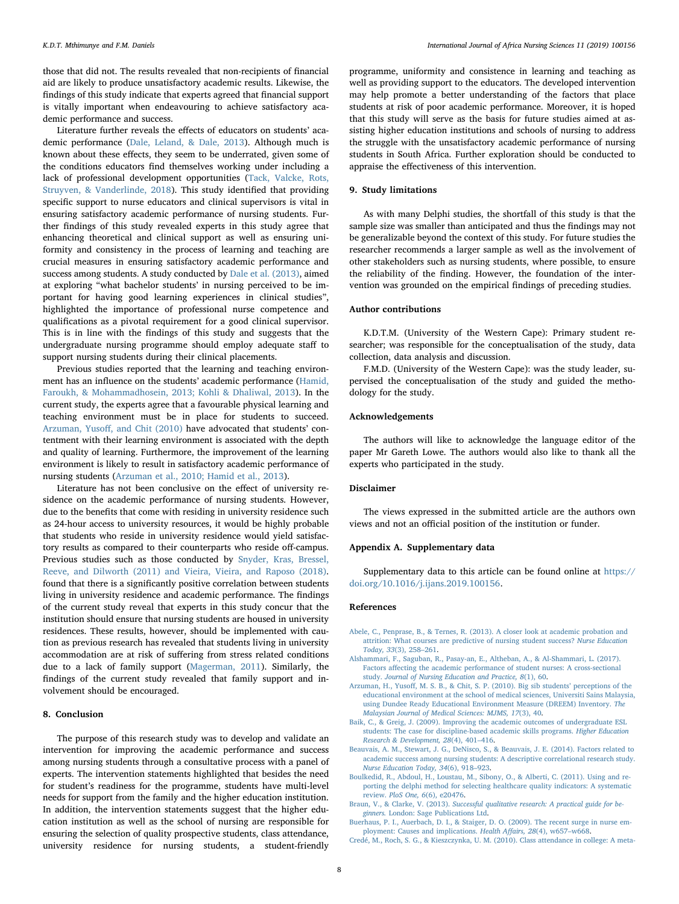those that did not. The results revealed that non-recipients of financial aid are likely to produce unsatisfactory academic results. Likewise, the findings of this study indicate that experts agreed that financial support is vitally important when endeavouring to achieve satisfactory academic performance and success.

Literature further reveals the effects of educators on students' academic performance (Dale, Leland, & Dale, 2013). Although much is known about these effects, they seem to be underrated, given some of the conditions educators find themselves working under including a lack of professional development opportunities (Tack, Valcke, Rots, Struyven, & Vanderlinde, 2018). This study identified that providing specific support to nurse educators and clinical supervisors is vital in ensuring satisfactory academic performance of nursing students. Further findings of this study revealed experts in this study agree that enhancing theoretical and clinical support as well as ensuring uniformity and consistency in the process of learning and teaching are crucial measures in ensuring satisfactory academic performance and success among students. A study conducted by Dale et al. (2013), aimed at exploring "what bachelor students' in nursing perceived to be important for having good learning experiences in clinical studies", highlighted the importance of professional nurse competence and qualifications as a pivotal requirement for a good clinical supervisor. This is in line with the findings of this study and suggests that the undergraduate nursing programme should employ adequate staff to support nursing students during their clinical placements.

Previous studies reported that the learning and teaching environment has an influence on the students' academic performance (Hamid, Faroukh, & Mohammadhosein, 2013; Kohli & Dhaliwal, 2013). In the current study, the experts agree that a favourable physical learning and teaching environment must be in place for students to succeed. Arzuman, Yusoff, and Chit (2010) have advocated that students' contentment with their learning environment is associated with the depth and quality of learning. Furthermore, the improvement of the learning environment is likely to result in satisfactory academic performance of nursing students (Arzuman et al., 2010; Hamid et al., 2013).

Literature has not been conclusive on the effect of university residence on the academic performance of nursing students. However, due to the benefits that come with residing in university residence such as 24-hour access to university resources, it would be highly probable that students who reside in university residence would yield satisfactory results as compared to their counterparts who reside off-campus. Previous studies such as those conducted by Snyder, Kras, Bressel, Reeve, and Dilworth (2011) and Vieira, Vieira, and Raposo (2018). found that there is a significantly positive correlation between students living in university residence and academic performance. The findings of the current study reveal that experts in this study concur that the institution should ensure that nursing students are housed in university residences. These results, however, should be implemented with caution as previous research has revealed that students living in university accommodation are at risk of suffering from stress related conditions due to a lack of family support (Magerman, 2011). Similarly, the findings of the current study revealed that family support and involvement should be encouraged.

## 8. Conclusion

The purpose of this research study was to develop and validate an intervention for improving the academic performance and success among nursing students through a consultative process with a panel of experts. The intervention statements highlighted that besides the need for student's readiness for the programme, students have multi-level needs for support from the family and the higher education institution. In addition, the intervention statements suggest that the higher education institution as well as the school of nursing are responsible for ensuring the selection of quality prospective students, class attendance, university residence for nursing students, a student-friendly programme, uniformity and consistence in learning and teaching as well as providing support to the educators. The developed intervention may help promote a better understanding of the factors that place students at risk of poor academic performance. Moreover, it is hoped that this study will serve as the basis for future studies aimed at assisting higher education institutions and schools of nursing to address the struggle with the unsatisfactory academic performance of nursing students in South Africa. Further exploration should be conducted to appraise the effectiveness of this intervention.

## 9. Study limitations

As with many Delphi studies, the shortfall of this study is that the sample size was smaller than anticipated and thus the findings may not be generalizable beyond the context of this study. For future studies the researcher recommends a larger sample as well as the involvement of other stakeholders such as nursing students, where possible, to ensure the reliability of the finding. However, the foundation of the intervention was grounded on the empirical findings of preceding studies.

## Author contributions

K.D.T.M. (University of the Western Cape): Primary student researcher; was responsible for the conceptualisation of the study, data collection, data analysis and discussion.

F.M.D. (University of the Western Cape): was the study leader, supervised the conceptualisation of the study and guided the methodology for the study.

## Acknowledgements

The authors will like to acknowledge the language editor of the paper Mr Gareth Lowe. The authors would also like to thank all the experts who participated in the study.

## Disclaimer

The views expressed in the submitted article are the authors own views and not an official position of the institution or funder.

## Appendix A. Supplementary data

Supplementary data to this article can be found online at https://doi.org/10.1016/j.ijans.2019.100156.

## References

Abele, C., Penprase, B., & Ternes, R. (2013). A closer look at academic probation and attrition: What courses are predictive of nursing student success? *Nurse Education Today, 33*(3), 258–261.

Alshammari, F., Saguban, R., Pasay-an, E., Altheban, A., & Al-Shammari, L. (2017). Factors affecting the academic performance of student nurses: A cross-sectional study. *Journal of Nursing Education and Practice, 8*(1), 60.

Arzuman, H., Yusoff, M. S. B., & Chit, S. P. (2010). Big sib students' perceptions of the educational environment at the school of medical sciences, Universiti Sains Malaysia, using Dundee Ready Educational Environment Measure (DREEM) Inventory. *The Malaysian Journal of Medical Sciences: MJMS, 17*(3), 40.

Baik, C., & Greig, J. (2009). Improving the academic outcomes of undergraduate ESL students: The case for discipline-based academic skills programs. *Higher Education Research & Development, 28*(4), 401–416.

Beauvais, A. M., Stewart, J. G., DeNisco, S., & Beauvais, J. E. (2014). Factors related to academic success among nursing students: A descriptive correlational research study. *Nurse Education Today, 34*(6), 918–923.

Boulkedid, R., Abdoul, H., Loustau, M., Sibony, O., & Alberti, C. (2011). Using and reporting the delphi method for selecting healthcare quality indicators: A systematic review. *PloS One, 6*(6), e20476.

Braun, V., & Clarke, V. (2013). *Successful qualitative research: A practical guide for beginners.* London: Sage Publications Ltd.

Buerhaus, P. I., Auerbach, D. I., & Staiger, D. O. (2009). The recent surge in nurse employment: Causes and implications. *Health Affairs, 28*(4), w657–w668.

Credé, M., Roch, S. G., & Kieszczynka, U. M. (2010). Class attendance in college: A meta-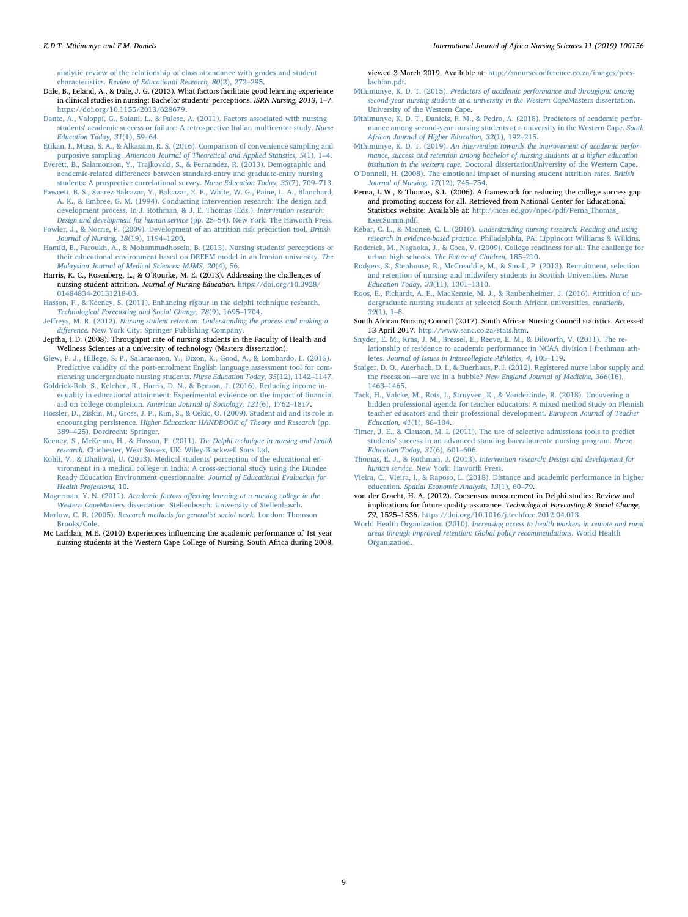analytic review of the relationship of class attendance with grades and student characteristics. *Review of Educational Research, 80*(2), 272–295.

Dale, B., Leland, A., & Dale, J. G. (2013). What factors facilitate good learning experience in clinical studies in nursing: Bachelor students' perceptions. *ISRN Nursing, 2013*, 1–7. https://doi.org/10.1155/2013/628679.

Dante, A., Valoppi, G., Saiani, L., & Palese, A. (2011). Factors associated with nursing students' academic success or failure: A retrospective Italian multicenter study. *Nurse Education Today, 31*(1), 59–64.

Etikan, I., Musa, S. A., & Alkassim, R. S. (2016). Comparison of convenience sampling and purposive sampling. *American Journal of Theoretical and Applied Statistics, 5*(1), 1–4.

Everett, B., Salamonson, Y., Trajkovski, S., & Fernandez, R. (2013). Demographic and academic-related differences between standard-entry and graduate-entry nursing students: A prospective correlational survey. *Nurse Education Today, 33*(7), 709–713.

Fawcett, B. S., Suarez-Balcazar, Y., Balcazar, F. E., White, W. G., Paine, L. A., Blanchard, A. K., & Embree, G. M. (1994). Conducting intervention research: The design and development process. In J. Rothman, & J. E. Thomas (Eds.). *Intervention research: Design and development for human service* (pp. 25–54). New York: The Haworth Press.

Fowler, J., & Norrie, P. (2009). Development of an attrition risk prediction tool. *British Journal of Nursing, 18*(19), 1194–1200.

Hamid, B., Faroukh, A., & Mohammadhosein, B. (2013). Nursing students' perceptions of their educational environment based on DREEM model in an Iranian university. *The Malaysian Journal of Medical Sciences: MJMS, 20*(4), 56.

Harris, R. C., Rosenberg, L., & O'Rourke, M. E. (2013). Addressing the challenges of nursing student attrition. *Journal of Nursing Education*. https://doi.org/10.3928/01484834-20131218-03.

Hasson, F., & Keeney, S. (2011). Enhancing rigour in the delphi technique research. *Technological Forecasting and Social Change, 78*(9), 1695–1704.

Jeffreys, M. R. (2012). *Nursing student retention: Understanding the process and making a difference.* New York City: Springer Publishing Company.

Jeptha, I. D. (2008). Throughput rate of nursing students in the Faculty of Health and Wellness Sciences at a university of technology (Masters dissertation).

Glew, P. J., Hillege, S. P., Salamonson, Y., Dixon, K., Good, A., & Lombardo, L. (2015). Predictive validity of the post-enrolment English language assessment tool for commencing undergraduate nursing students. *Nurse Education Today, 35*(12), 1142–1147.

Goldrick-Rab, S., Kelchen, R., Harris, D. N., & Benson, J. (2016). Reducing income inequality in educational attainment: Experimental evidence on the impact of financial aid on college completion. *American Journal of Sociology, 121*(6), 1762–1817.

Hossler, D., Ziskin, M., Gross, J. P., Kim, S., & Cekic, O. (2009). Student aid and its role in encouraging persistence. *Higher Education: HANDBOOK of Theory and Research* (pp. 389–425). Dordrecht: Springer.

Keeney, S., McKenna, H., & Hasson, F. (2011). *The Delphi technique in nursing and health research.* Chichester, West Sussex, UK: Wiley-Blackwell Sons Ltd.

Kohli, V., & Dhaliwal, U. (2013). Medical students' perception of the educational environment in a medical college in India: A cross-sectional study using the Dundee Ready Education Environment questionnaire. *Journal of Educational Evaluation for Health Professions,* 10.

Magerman, Y. N. (2011). *Academic factors affecting learning at a nursing college in the Western Cape*Masters dissertation. Stellenbosch: University of Stellenbosch.

Marlow, C. R. (2005). *Research methods for generalist social work.* London: Thomson Brooks/Cole.

Mc Lachlan, M.E. (2010) Experiences influencing the academic performance of 1st year nursing students at the Western Cape College of Nursing, South Africa during 2008, viewed 3 March 2019, Available at: http://sanurseconference.co.za/images/pres-lachlan.pdf.

Mthimunye, K. D. T. (2015). *Predictors of academic performance and throughput among second-year nursing students at a university in the Western Cape*Masters dissertation. University of the Western Cape.

Mthimunye, K. D. T., Daniels, F. M., & Pedro, A. (2018). Predictors of academic performance among second-year nursing students at a university in the Western Cape. *South African Journal of Higher Education, 32*(1), 192–215.

Mthimunye, K. D. T. (2019). *An intervention towards the improvement of academic performance, success and retention among bachelor of nursing students at a higher education institution in the western cape.* Doctoral dissertationUniversity of the Western Cape.

O'Donnell, H. (2008). The emotional impact of nursing student attrition rates. *British Journal of Nursing, 17*(12), 745–754.

Perna, L. W., & Thomas, S. L. (2006). A framework for reducing the college success gap and promoting success for all. Retrieved from National Center for Educational Statistics website: Available at: http://nces.ed.gov/npec/pdf/Perna_Thomas_ExecSumm.pdf.

Rebar, C. L., & Macnee, C. L. (2010). *Understanding nursing research: Reading and using research in evidence-based practice.* Philadelphia, PA: Lippincott Williams & Wilkins.

Roderick, M., Nagaoka, J., & Coca, V. (2009). College readiness for all: The challenge for urban high schools. *The Future of Children,* 185–210.

Rodgers, S., Stenhouse, R., McCreaddie, M., & Small, P. (2013). Recruitment, selection and retention of nursing and midwifery students in Scottish Universities. *Nurse Education Today, 33*(11), 1301–1310.

Roos, E., Fichardt, A. E., MacKenzie, M. J., & Raubenheimer, J. (2016). Attrition of undergraduate nursing students at selected South African universities. *curationis, 39*(1), 1–8.

South African Nursing Council (2017). South African Nursing Council statistics. Accessed 13 April 2017. http://www.sanc.co.za/stats.htm.

Snyder, E. M., Kras, J. M., Bressel, E., Reeve, E. M., & Dilworth, V. (2011). The relationship of residence to academic performance in NCAA division I freshman athletes. *Journal of Issues in Intercollegiate Athletics, 4*, 105–119.

Staiger, D. O., Auerbach, D. I., & Buerhaus, P. I. (2012). Registered nurse labor supply and the recession—are we in a bubble? *New England Journal of Medicine, 366*(16), 1463–1465.

Tack, H., Valcke, M., Rots, I., Struyven, K., & Vanderlinde, R. (2018). Uncovering a hidden professional agenda for teacher educators: A mixed method study on Flemish teacher educators and their professional development. *European Journal of Teacher Education, 41*(1), 86–104.

Timer, J. E., & Clauson, M. I. (2011). The use of selective admissions tools to predict students' success in an advanced standing baccalaureate nursing program. *Nurse Education Today, 31*(6), 601–606.

Thomas, E. J., & Rothman, J. (2013). *Intervention research: Design and development for human service.* New York: Haworth Press.

Vieira, C., Vieira, I., & Raposo, L. (2018). Distance and academic performance in higher education. *Spatial Economic Analysis, 13*(1), 60–79.

von der Gracht, H. A. (2012). Consensus measurement in Delphi studies: Review and implications for future quality assurance. *Technological Forecasting & Social Change, 79*, 1525–1536. https://doi.org/10.1016/j.techfore.2012.04.013.

World Health Organization (2010). *Increasing access to health workers in remote and rural areas through improved retention: Global policy recommendations.* World Health Organization.